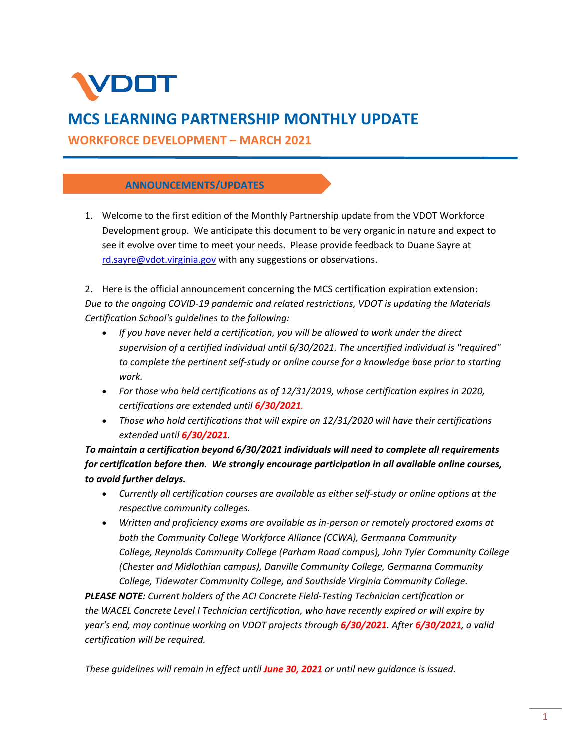VDOT

# MCS LEARNING PARTNERSHIP MONTHLY UPDATE

## WORKFORCE DEVELOPMENT – MARCH 2021

### ANNOUNCEMENTS/UPDATES

1. Welcome to the first edition of the Monthly Partnership update from the VDOT Workforce Development group. We anticipate this document to be very organic in nature and expect to see it evolve over time to meet your needs. Please provide feedback to Duane Sayre at rd.sayre@vdot.virginia.gov with any suggestions or observations.

2. Here is the official announcement concerning the MCS certification expiration extension:

*Due to the ongoing COVID-19 pandemic and related restrictions, VDOT is updating the Materials Certification School's guidelines to the following:*

- *If you have never held a certification, you will be allowed to work under the direct supervision of a certified individual until 6/30/2021. The uncertified individual is "required" to complete the pertinent self-study or online course for a knowledge base prior to starting work.*
- *For those who held certifications as of 12/31/2019, whose certification expires in 2020, certifications are extended until **6/30/2021**.*
- *Those who hold certifications that will expire on 12/31/2020 will have their certifications extended until **6/30/2021**.*

***To maintain a certification beyond 6/30/2021 individuals will need to complete all requirements for certification before then. We strongly encourage participation in all available online courses, to avoid further delays.***

- *Currently all certification courses are available as either self-study or online options at the respective community colleges.*
- *Written and proficiency exams are available as in-person or remotely proctored exams at both the Community College Workforce Alliance (CCWA), Germanna Community College, Reynolds Community College (Parham Road campus), John Tyler Community College (Chester and Midlothian campus), Danville Community College, Germanna Community College, Tidewater Community College, and Southside Virginia Community College.*

***PLEASE NOTE:** Current holders of the ACI Concrete Field-Testing Technician certification or the WACEL Concrete Level I Technician certification, who have recently expired or will expire by year's end, may continue working on VDOT projects through **6/30/2021**. After **6/30/2021**, a valid certification will be required.*

*These guidelines will remain in effect until **June 30, 2021** or until new guidance is issued.*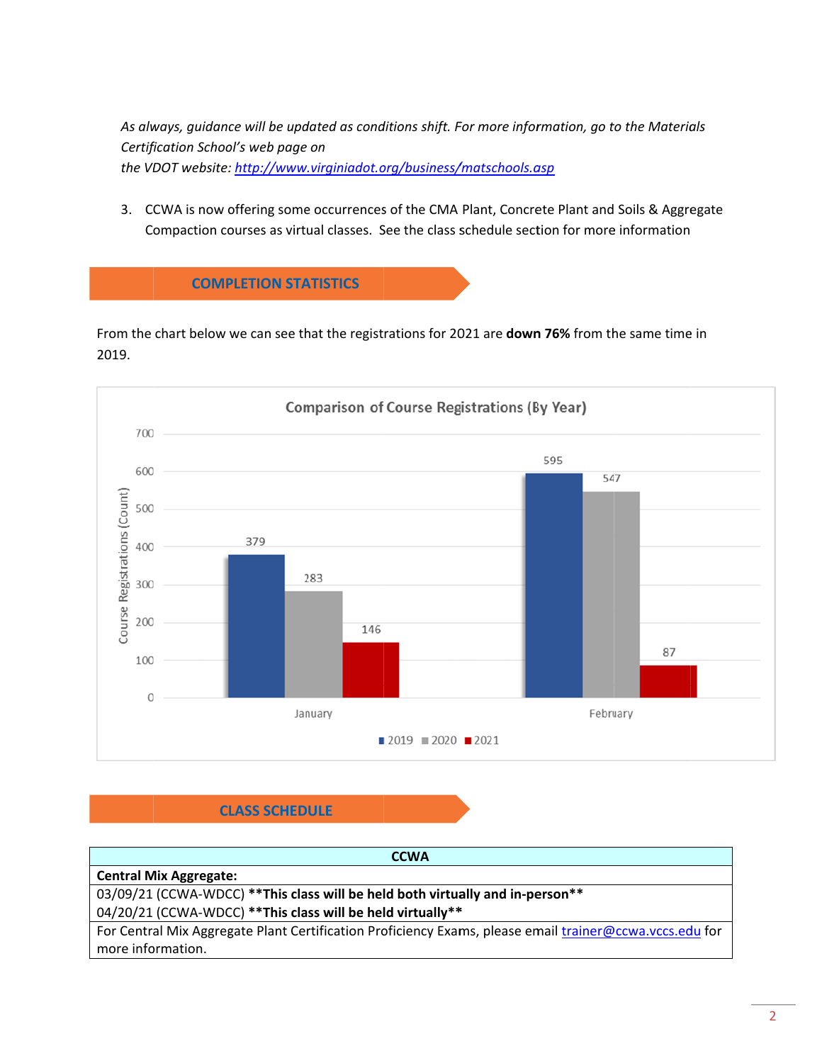*As always, guidance will be updated as conditions shift. For more information, go to the Materials Certification School's web page on the VDOT website: http://www.virginiadot.org/business/matschools.asp*

3. CCWA is now offering some occurrences of the CMA Plant, Concrete Plant and Soils & Aggregate Compaction courses as virtual classes. See the class schedule section for more information

## COMPLETION STATISTICS

From the chart below we can see that the registrations for 2021 are **down 76%** from the same time in 2019.

**Comparison of Course Registrations (By Year)**

| Month | 2019 | 2020 | 2021 |
|---|---|---|---|
| January | 379 | 283 | 146 |
| February | 595 | 547 | 87 |

## CLASS SCHEDULE

| CCWA |
|---|
| **Central Mix Aggregate:** |
| 03/09/21 (CCWA-WDCC) **\*\*This class will be held both virtually and in-person\*\***<br>04/20/21 (CCWA-WDCC) **\*\*This class will be held virtually\*\*** |
| For Central Mix Aggregate Plant Certification Proficiency Exams, please email trainer@ccwa.vccs.edu for more information. |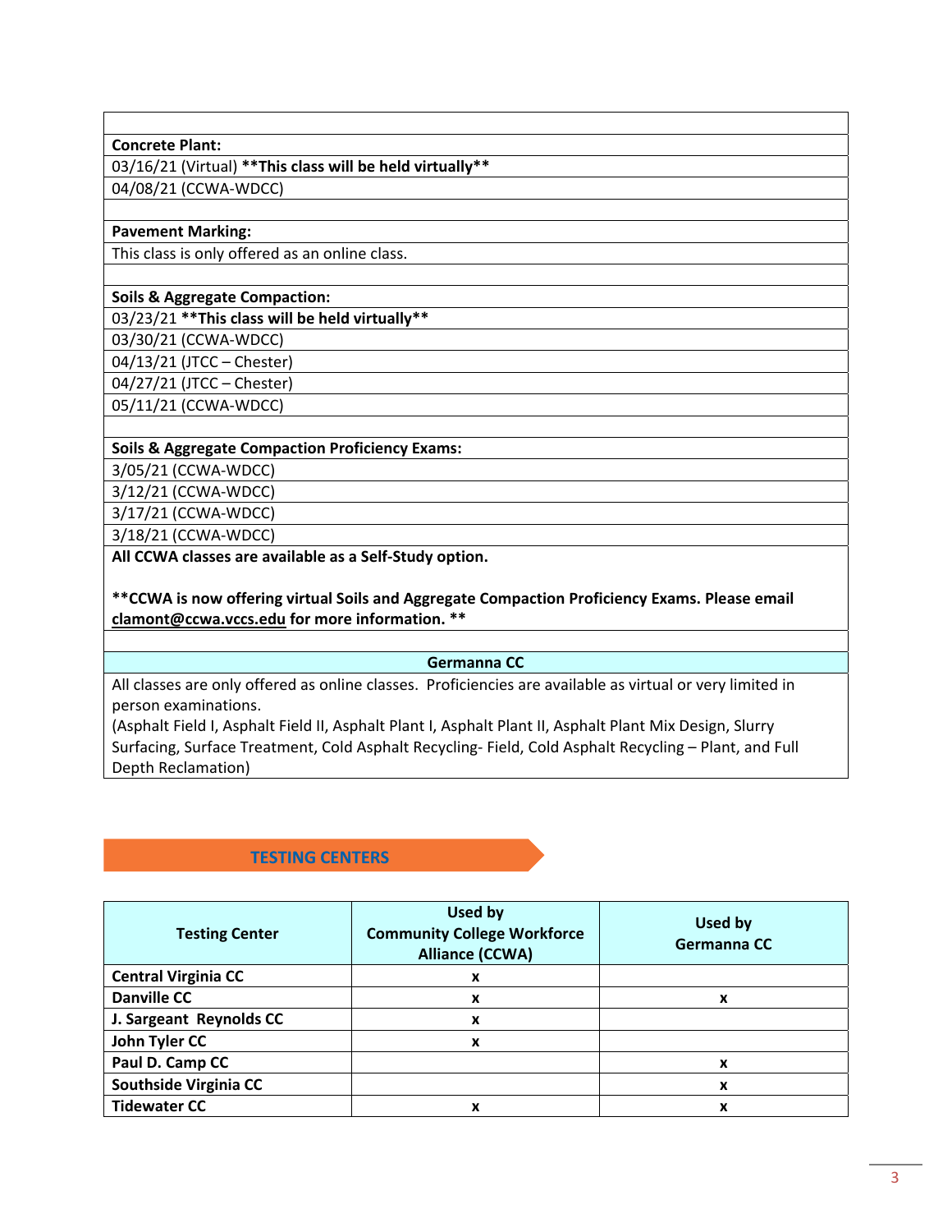**Concrete Plant:**

03/16/21 (Virtual) **This class will be held virtually**

04/08/21 (CCWA-WDCC)

**Pavement Marking:**

This class is only offered as an online class.

**Soils & Aggregate Compaction:**

03/23/21 **This class will be held virtually**

03/30/21 (CCWA-WDCC)

04/13/21 (JTCC – Chester)

04/27/21 (JTCC – Chester)

05/11/21 (CCWA-WDCC)

**Soils & Aggregate Compaction Proficiency Exams:**

3/05/21 (CCWA-WDCC)

3/12/21 (CCWA-WDCC)

3/17/21 (CCWA-WDCC)

3/18/21 (CCWA-WDCC)

**All CCWA classes are available as a Self-Study option.**

****CCWA is now offering virtual Soils and Aggregate Compaction Proficiency Exams. Please email clamont@ccwa.vccs.edu for more information. ****

**Germanna CC**

All classes are only offered as online classes. Proficiencies are available as virtual or very limited in person examinations.
(Asphalt Field I, Asphalt Field II, Asphalt Plant I, Asphalt Plant II, Asphalt Plant Mix Design, Slurry Surfacing, Surface Treatment, Cold Asphalt Recycling- Field, Cold Asphalt Recycling – Plant, and Full Depth Reclamation)

## TESTING CENTERS

| Testing Center | Used by Community College Workforce Alliance (CCWA) | Used by Germanna CC |
|---|---|---|
| Central Virginia CC | x | |
| Danville CC | x | x |
| J. Sargeant Reynolds CC | x | |
| John Tyler CC | x | |
| Paul D. Camp CC | | x |
| Southside Virginia CC | | x |
| Tidewater CC | x | x |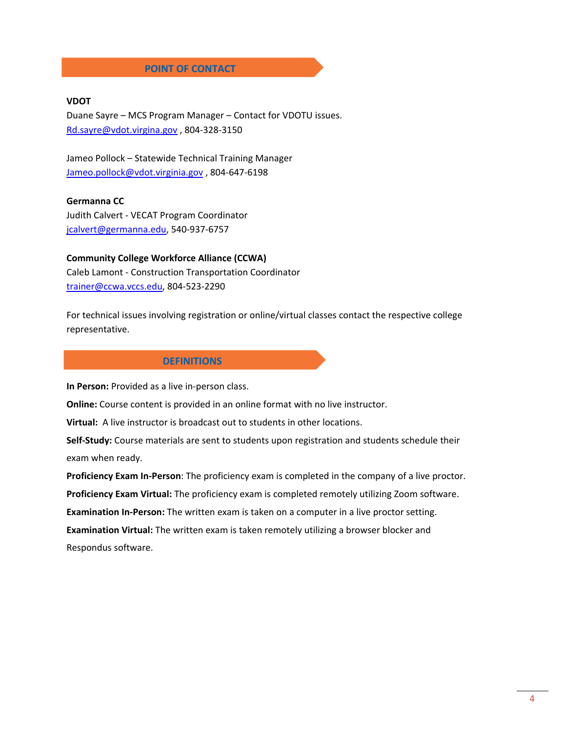## POINT OF CONTACT

**VDOT**
Duane Sayre – MCS Program Manager – Contact for VDOTU issues.
Rd.sayre@vdot.virgina.gov , 804-328-3150

Jameo Pollock – Statewide Technical Training Manager
Jameo.pollock@vdot.virginia.gov , 804-647-6198

**Germanna CC**
Judith Calvert - VECAT Program Coordinator
jcalvert@germanna.edu, 540-937-6757

**Community College Workforce Alliance (CCWA)**
Caleb Lamont - Construction Transportation Coordinator
trainer@ccwa.vccs.edu, 804-523-2290

For technical issues involving registration or online/virtual classes contact the respective college representative.

## DEFINITIONS

**In Person:** Provided as a live in-person class.

**Online:** Course content is provided in an online format with no live instructor.

**Virtual:** A live instructor is broadcast out to students in other locations.

**Self-Study:** Course materials are sent to students upon registration and students schedule their exam when ready.

**Proficiency Exam In-Person**: The proficiency exam is completed in the company of a live proctor.

**Proficiency Exam Virtual:** The proficiency exam is completed remotely utilizing Zoom software.

**Examination In-Person:** The written exam is taken on a computer in a live proctor setting.

**Examination Virtual:** The written exam is taken remotely utilizing a browser blocker and Respondus software.